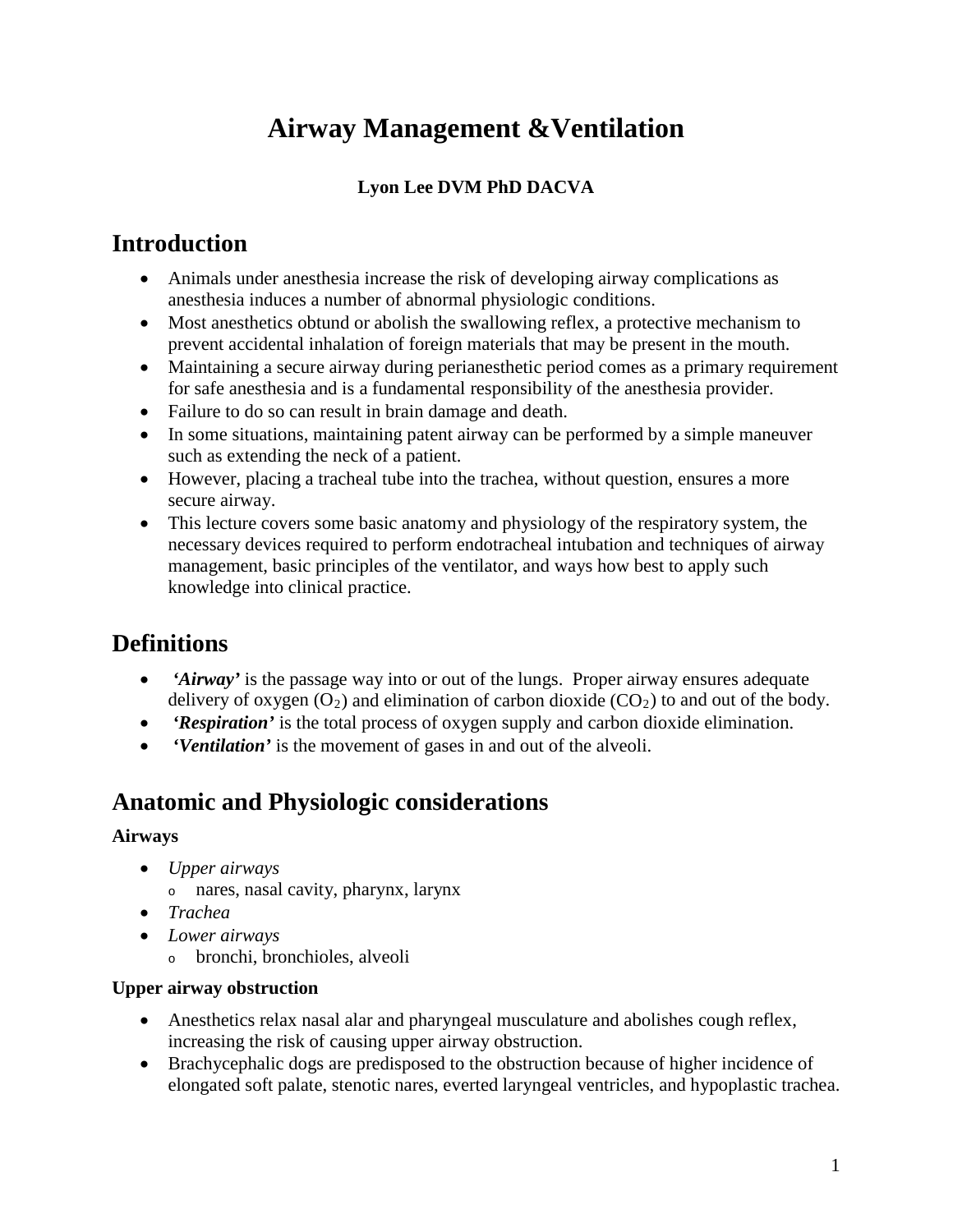# Airway Management &Ventilation

**Lyon Lee DVM PhD DACVA**

## Introduction

- Animals under anesthesia increase the risk of developing airway complications as anesthesia induces a number of abnormal physiologic conditions.
- Most anesthetics obtund or abolish the swallowing reflex, a protective mechanism to prevent accidental inhalation of foreign materials that may be present in the mouth.
- Maintaining a secure airway during perianesthetic period comes as a primary requirement for safe anesthesia and is a fundamental responsibility of the anesthesia provider.
- Failure to do so can result in brain damage and death.
- In some situations, maintaining patent airway can be performed by a simple maneuver such as extending the neck of a patient.
- However, placing a tracheal tube into the trachea, without question, ensures a more secure airway.
- This lecture covers some basic anatomy and physiology of the respiratory system, the necessary devices required to perform endotracheal intubation and techniques of airway management, basic principles of the ventilator, and ways how best to apply such knowledge into clinical practice.

## Definitions

- ***'Airway'*** is the passage way into or out of the lungs. Proper airway ensures adequate delivery of oxygen ($O_2$) and elimination of carbon dioxide ($CO_2$) to and out of the body.
- ***'Respiration'*** is the total process of oxygen supply and carbon dioxide elimination.
- ***'Ventilation'*** is the movement of gases in and out of the alveoli.

## Anatomic and Physiologic considerations

**Airways**

- *Upper airways*
  - nares, nasal cavity, pharynx, larynx
- *Trachea*
- *Lower airways*
  - bronchi, bronchioles, alveoli

**Upper airway obstruction**

- Anesthetics relax nasal alar and pharyngeal musculature and abolishes cough reflex, increasing the risk of causing upper airway obstruction.
- Brachycephalic dogs are predisposed to the obstruction because of higher incidence of elongated soft palate, stenotic nares, everted laryngeal ventricles, and hypoplastic trachea.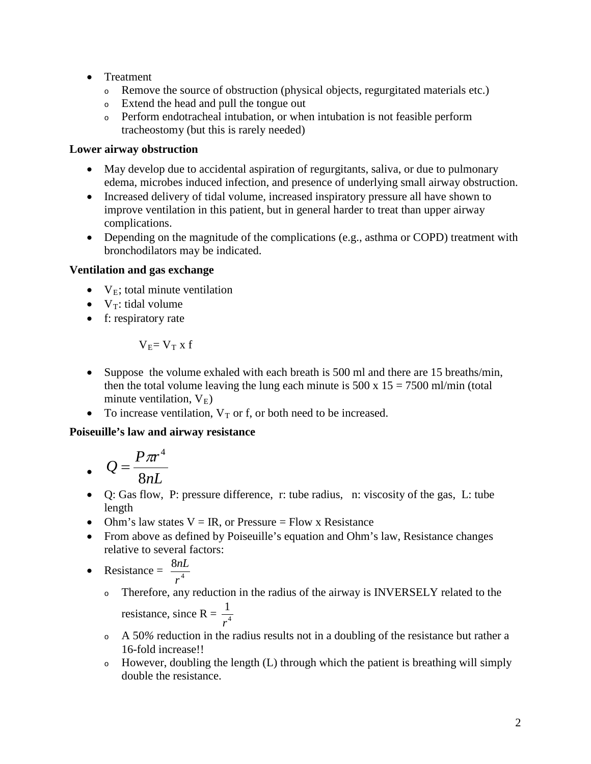- Treatment
  - Remove the source of obstruction (physical objects, regurgitated materials etc.)
  - Extend the head and pull the tongue out
  - Perform endotracheal intubation, or when intubation is not feasible perform tracheostomy (but this is rarely needed)

**Lower airway obstruction**

- May develop due to accidental aspiration of regurgitants, saliva, or due to pulmonary edema, microbes induced infection, and presence of underlying small airway obstruction.
- Increased delivery of tidal volume, increased inspiratory pressure all have shown to improve ventilation in this patient, but in general harder to treat than upper airway complications.
- Depending on the magnitude of the complications (e.g., asthma or COPD) treatment with bronchodilators may be indicated.

**Ventilation and gas exchange**

- $V_E$; total minute ventilation
- $V_T$: tidal volume
- f: respiratory rate

$$V_E = V_T \times f$$

- Suppose the volume exhaled with each breath is 500 ml and there are 15 breaths/min, then the total volume leaving the lung each minute is 500 x 15 = 7500 ml/min (total minute ventilation, $V_E$)
- To increase ventilation, $V_T$ or f, or both need to be increased.

**Poiseuille's law and airway resistance**

- $Q = \dfrac{P\pi r^4}{8nL}$
- Q: Gas flow, P: pressure difference, r: tube radius, n: viscosity of the gas, L: tube length
- Ohm's law states V = IR, or Pressure = Flow x Resistance
- From above as defined by Poiseuille's equation and Ohm's law, Resistance changes relative to several factors:
- Resistance = $\dfrac{8nL}{r^4}$
  - Therefore, any reduction in the radius of the airway is INVERSELY related to the resistance, since R = $\dfrac{1}{r^4}$
  - A 50% reduction in the radius results not in a doubling of the resistance but rather a 16-fold increase!!
  - However, doubling the length (L) through which the patient is breathing will simply double the resistance.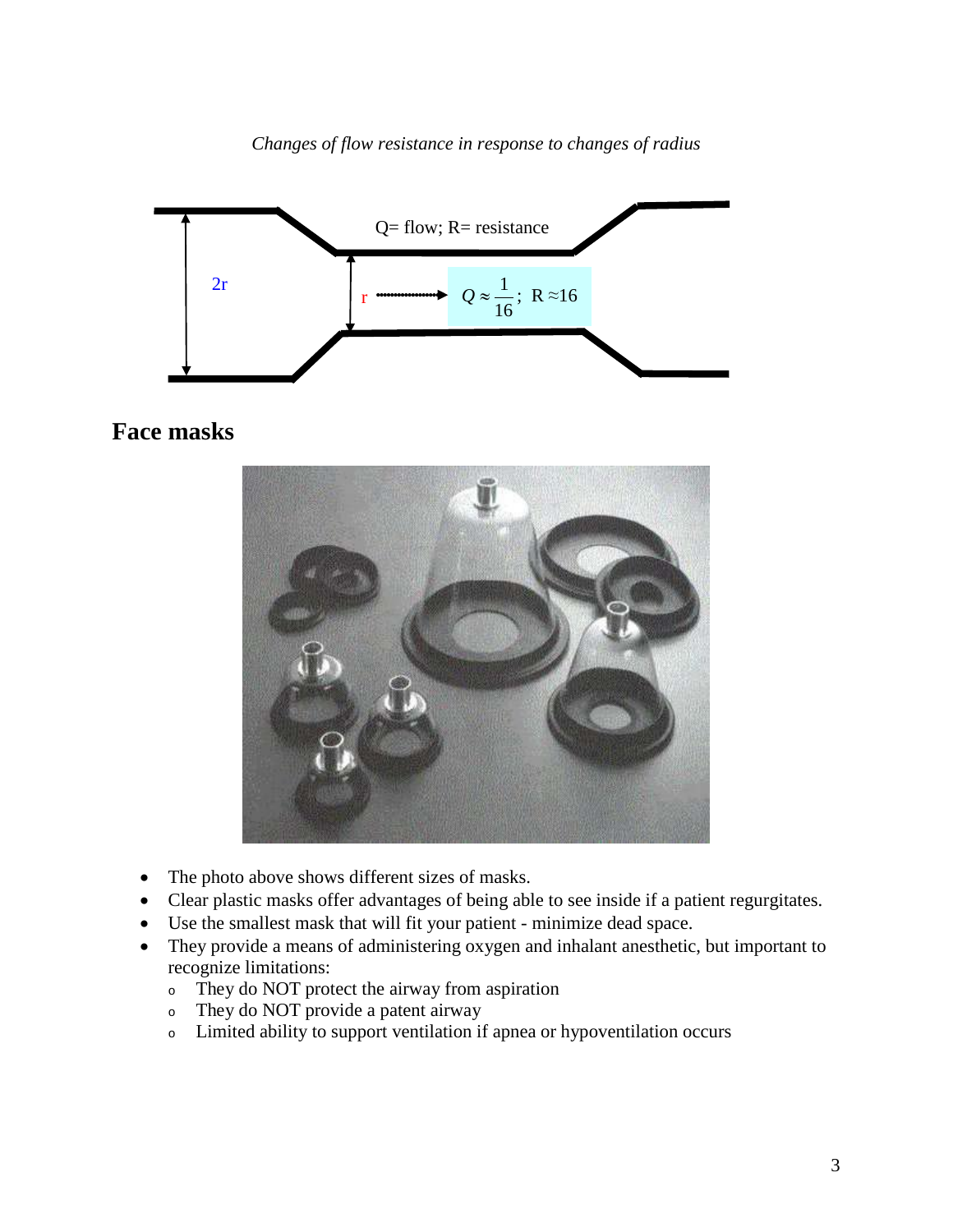*Changes of flow resistance in response to changes of radius*

Q= flow; R= resistance

2r

r → $Q \approx \frac{1}{16}$; R ≈16

## Face masks

- The photo above shows different sizes of masks.
- Clear plastic masks offer advantages of being able to see inside if a patient regurgitates.
- Use the smallest mask that will fit your patient - minimize dead space.
- They provide a means of administering oxygen and inhalant anesthetic, but important to recognize limitations:
  - They do NOT protect the airway from aspiration
  - They do NOT provide a patent airway
  - Limited ability to support ventilation if apnea or hypoventilation occurs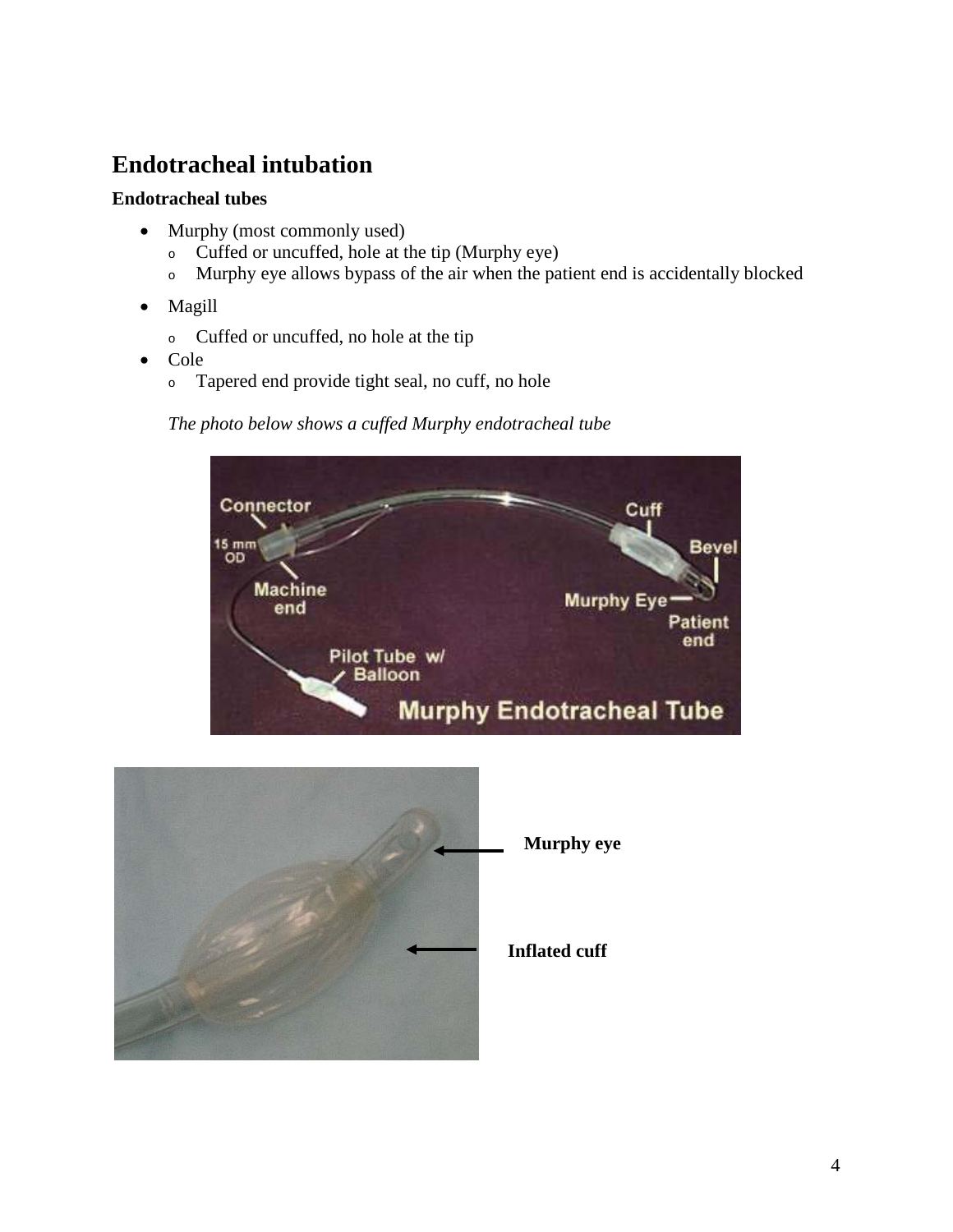# Endotracheal intubation

**Endotracheal tubes**

- Murphy (most commonly used)
  - Cuffed or uncuffed, hole at the tip (Murphy eye)
  - Murphy eye allows bypass of the air when the patient end is accidentally blocked
- Magill
  - Cuffed or uncuffed, no hole at the tip
- Cole
  - Tapered end provide tight seal, no cuff, no hole

*The photo below shows a cuffed Murphy endotracheal tube*

**Murphy eye**

**Inflated cuff**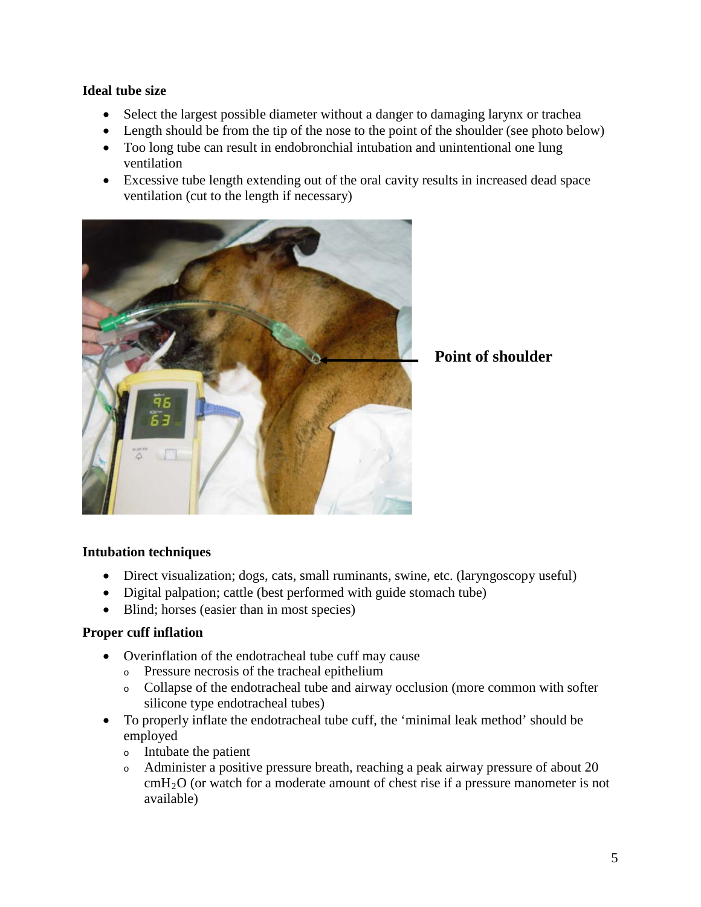**Ideal tube size**

- Select the largest possible diameter without a danger to damaging larynx or trachea
- Length should be from the tip of the nose to the point of the shoulder (see photo below)
- Too long tube can result in endobronchial intubation and unintentional one lung ventilation
- Excessive tube length extending out of the oral cavity results in increased dead space ventilation (cut to the length if necessary)

**Point of shoulder**

**Intubation techniques**

- Direct visualization; dogs, cats, small ruminants, swine, etc. (laryngoscopy useful)
- Digital palpation; cattle (best performed with guide stomach tube)
- Blind; horses (easier than in most species)

**Proper cuff inflation**

- Overinflation of the endotracheal tube cuff may cause
  - Pressure necrosis of the tracheal epithelium
  - Collapse of the endotracheal tube and airway occlusion (more common with softer silicone type endotracheal tubes)
- To properly inflate the endotracheal tube cuff, the 'minimal leak method' should be employed
  - Intubate the patient
  - Administer a positive pressure breath, reaching a peak airway pressure of about 20 $cmH_2O$ (or watch for a moderate amount of chest rise if a pressure manometer is not available)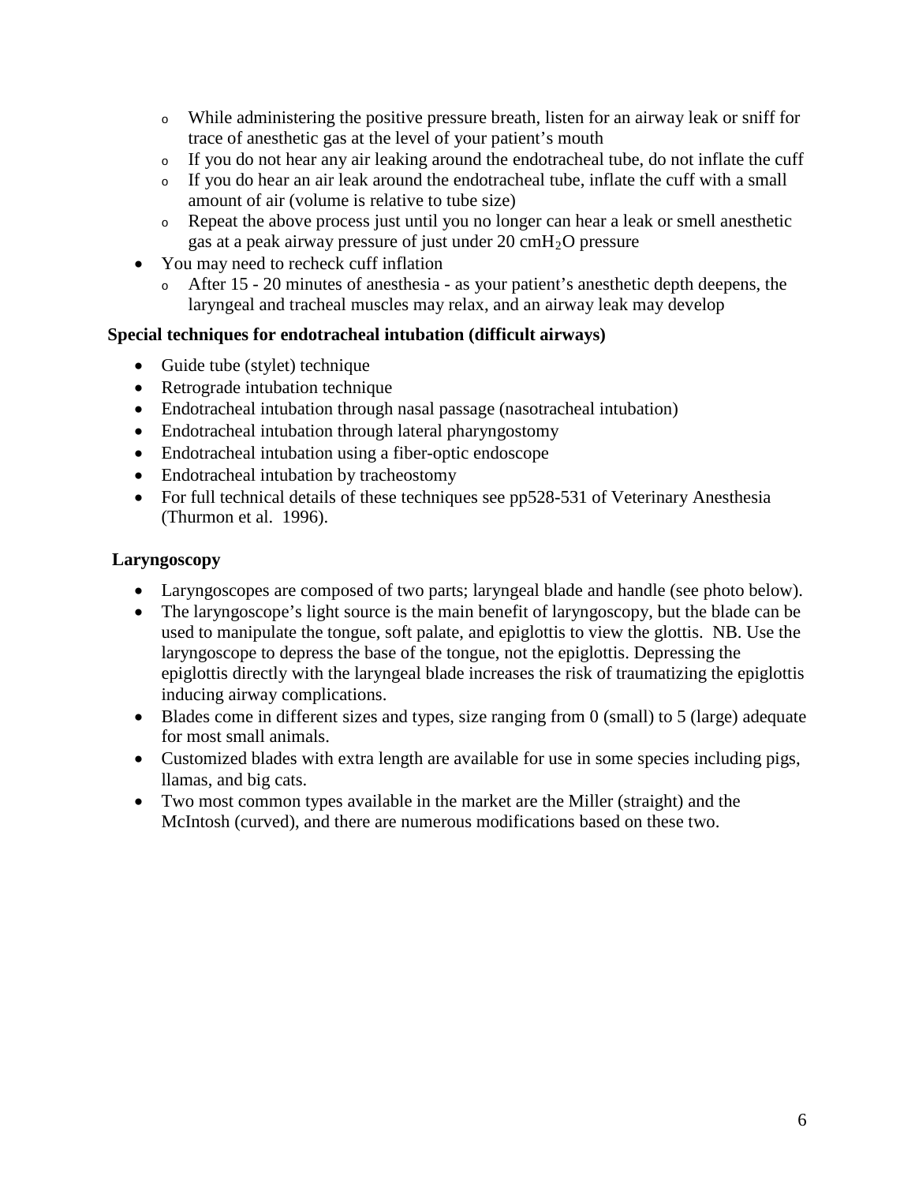- While administering the positive pressure breath, listen for an airway leak or sniff for trace of anesthetic gas at the level of your patient's mouth
  - If you do not hear any air leaking around the endotracheal tube, do not inflate the cuff
  - If you do hear an air leak around the endotracheal tube, inflate the cuff with a small amount of air (volume is relative to tube size)
  - Repeat the above process just until you no longer can hear a leak or smell anesthetic gas at a peak airway pressure of just under 20 cm$H_2O$ pressure
- You may need to recheck cuff inflation
  - After 15 - 20 minutes of anesthesia - as your patient's anesthetic depth deepens, the laryngeal and tracheal muscles may relax, and an airway leak may develop

**Special techniques for endotracheal intubation (difficult airways)**

- Guide tube (stylet) technique
- Retrograde intubation technique
- Endotracheal intubation through nasal passage (nasotracheal intubation)
- Endotracheal intubation through lateral pharyngostomy
- Endotracheal intubation using a fiber-optic endoscope
- Endotracheal intubation by tracheostomy
- For full technical details of these techniques see pp528-531 of Veterinary Anesthesia (Thurmon et al. 1996).

**Laryngoscopy**

- Laryngoscopes are composed of two parts; laryngeal blade and handle (see photo below).
- The laryngoscope's light source is the main benefit of laryngoscopy, but the blade can be used to manipulate the tongue, soft palate, and epiglottis to view the glottis. NB. Use the laryngoscope to depress the base of the tongue, not the epiglottis. Depressing the epiglottis directly with the laryngeal blade increases the risk of traumatizing the epiglottis inducing airway complications.
- Blades come in different sizes and types, size ranging from 0 (small) to 5 (large) adequate for most small animals.
- Customized blades with extra length are available for use in some species including pigs, llamas, and big cats.
- Two most common types available in the market are the Miller (straight) and the McIntosh (curved), and there are numerous modifications based on these two.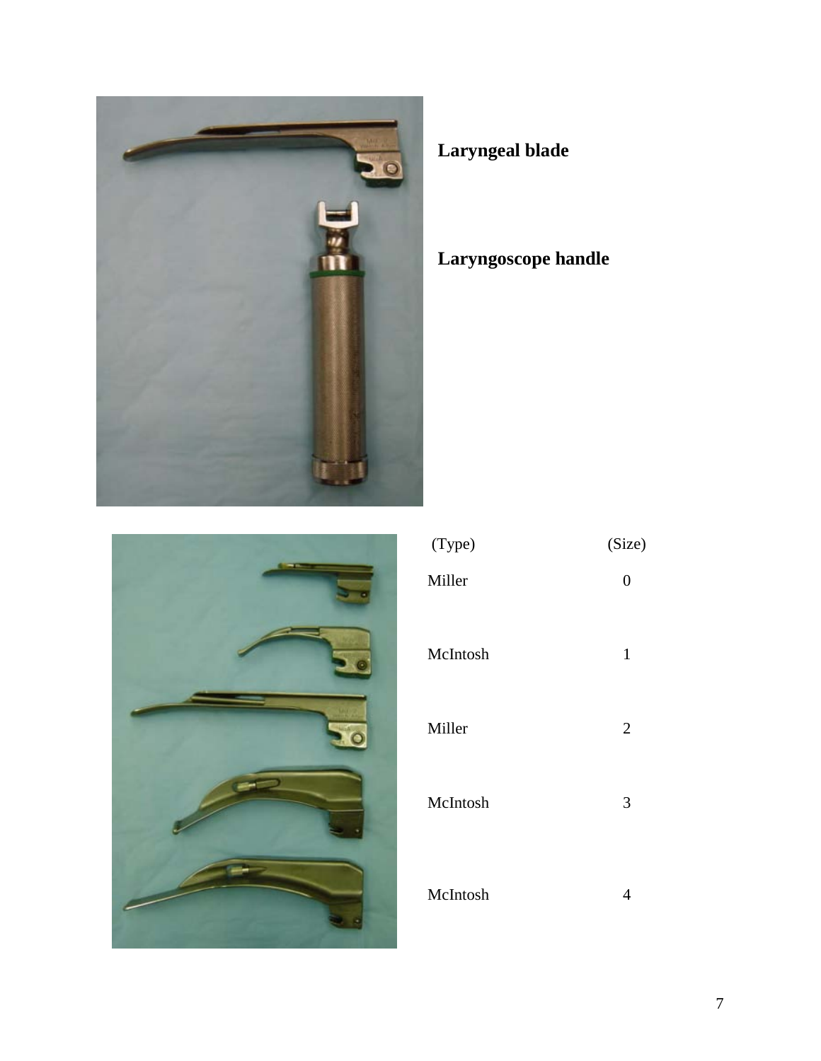**Laryngeal blade**

**Laryngoscope handle**

| (Type) | (Size) |
| --- | --- |
| Miller | 0 |
| McIntosh | 1 |
| Miller | 2 |
| McIntosh | 3 |
| McIntosh | 4 |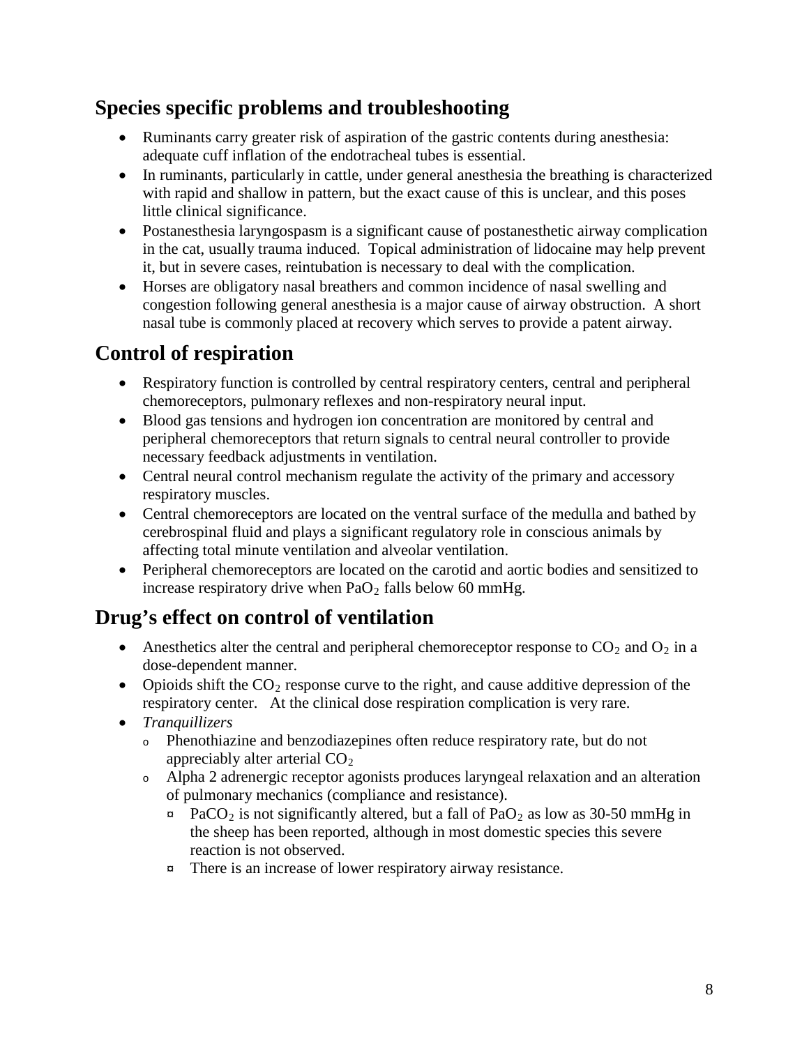## Species specific problems and troubleshooting

- Ruminants carry greater risk of aspiration of the gastric contents during anesthesia: adequate cuff inflation of the endotracheal tubes is essential.
- In ruminants, particularly in cattle, under general anesthesia the breathing is characterized with rapid and shallow in pattern, but the exact cause of this is unclear, and this poses little clinical significance.
- Postanesthesia laryngospasm is a significant cause of postanesthetic airway complication in the cat, usually trauma induced. Topical administration of lidocaine may help prevent it, but in severe cases, reintubation is necessary to deal with the complication.
- Horses are obligatory nasal breathers and common incidence of nasal swelling and congestion following general anesthesia is a major cause of airway obstruction. A short nasal tube is commonly placed at recovery which serves to provide a patent airway.

## Control of respiration

- Respiratory function is controlled by central respiratory centers, central and peripheral chemoreceptors, pulmonary reflexes and non-respiratory neural input.
- Blood gas tensions and hydrogen ion concentration are monitored by central and peripheral chemoreceptors that return signals to central neural controller to provide necessary feedback adjustments in ventilation.
- Central neural control mechanism regulate the activity of the primary and accessory respiratory muscles.
- Central chemoreceptors are located on the ventral surface of the medulla and bathed by cerebrospinal fluid and plays a significant regulatory role in conscious animals by affecting total minute ventilation and alveolar ventilation.
- Peripheral chemoreceptors are located on the carotid and aortic bodies and sensitized to increase respiratory drive when $PaO_2$ falls below 60 mmHg.

## Drug's effect on control of ventilation

- Anesthetics alter the central and peripheral chemoreceptor response to $CO_2$ and $O_2$ in a dose-dependent manner.
- Opioids shift the $CO_2$ response curve to the right, and cause additive depression of the respiratory center. At the clinical dose respiration complication is very rare.
- *Tranquillizers*
  - Phenothiazine and benzodiazepines often reduce respiratory rate, but do not appreciably alter arterial $CO_2$
  - Alpha 2 adrenergic receptor agonists produces laryngeal relaxation and an alteration of pulmonary mechanics (compliance and resistance).
    - $PaCO_2$ is not significantly altered, but a fall of $PaO_2$ as low as 30-50 mmHg in the sheep has been reported, although in most domestic species this severe reaction is not observed.
    - There is an increase of lower respiratory airway resistance.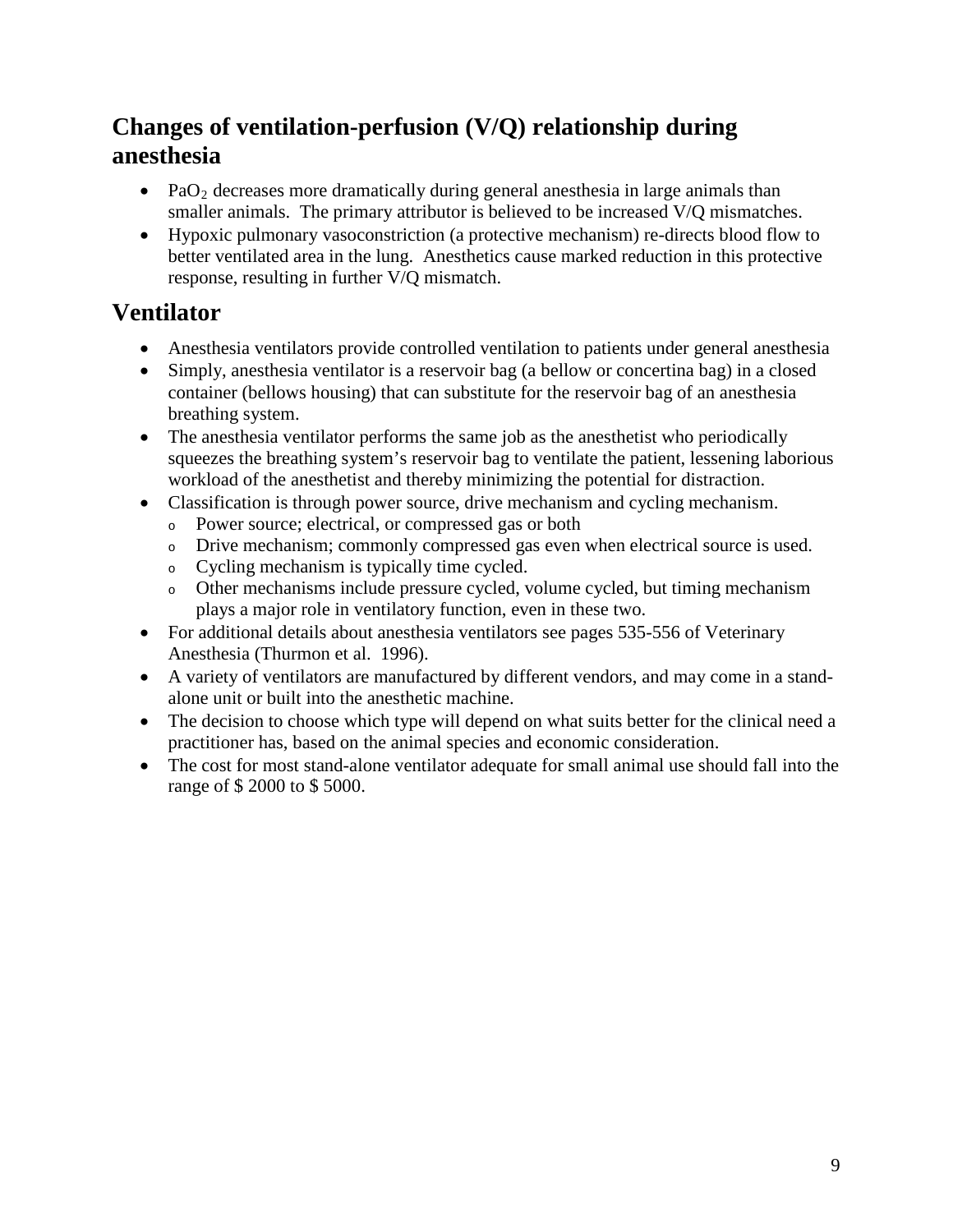## Changes of ventilation-perfusion (V/Q) relationship during anesthesia

- $PaO_2$ decreases more dramatically during general anesthesia in large animals than smaller animals. The primary attributor is believed to be increased V/Q mismatches.
- Hypoxic pulmonary vasoconstriction (a protective mechanism) re-directs blood flow to better ventilated area in the lung. Anesthetics cause marked reduction in this protective response, resulting in further V/Q mismatch.

## Ventilator

- Anesthesia ventilators provide controlled ventilation to patients under general anesthesia
- Simply, anesthesia ventilator is a reservoir bag (a bellow or concertina bag) in a closed container (bellows housing) that can substitute for the reservoir bag of an anesthesia breathing system.
- The anesthesia ventilator performs the same job as the anesthetist who periodically squeezes the breathing system's reservoir bag to ventilate the patient, lessening laborious workload of the anesthetist and thereby minimizing the potential for distraction.
- Classification is through power source, drive mechanism and cycling mechanism.
  - Power source; electrical, or compressed gas or both
  - Drive mechanism; commonly compressed gas even when electrical source is used.
  - Cycling mechanism is typically time cycled.
  - Other mechanisms include pressure cycled, volume cycled, but timing mechanism plays a major role in ventilatory function, even in these two.
- For additional details about anesthesia ventilators see pages 535-556 of Veterinary Anesthesia (Thurmon et al. 1996).
- A variety of ventilators are manufactured by different vendors, and may come in a stand-alone unit or built into the anesthetic machine.
- The decision to choose which type will depend on what suits better for the clinical need a practitioner has, based on the animal species and economic consideration.
- The cost for most stand-alone ventilator adequate for small animal use should fall into the range of $ 2000 to $ 5000.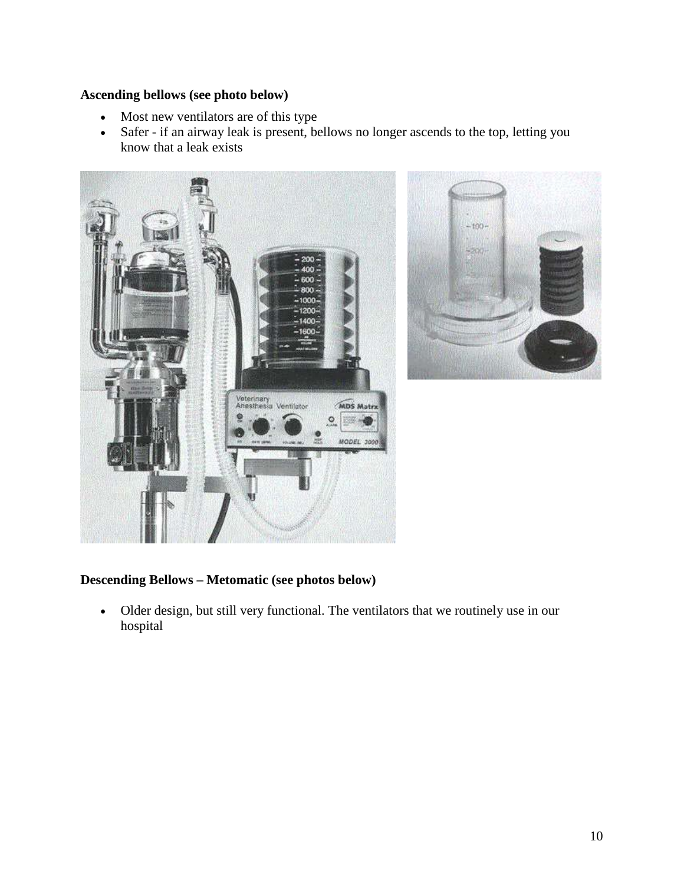**Ascending bellows (see photo below)**

- Most new ventilators are of this type
- Safer - if an airway leak is present, bellows no longer ascends to the top, letting you know that a leak exists

**Descending Bellows – Metomatic (see photos below)**

- Older design, but still very functional. The ventilators that we routinely use in our hospital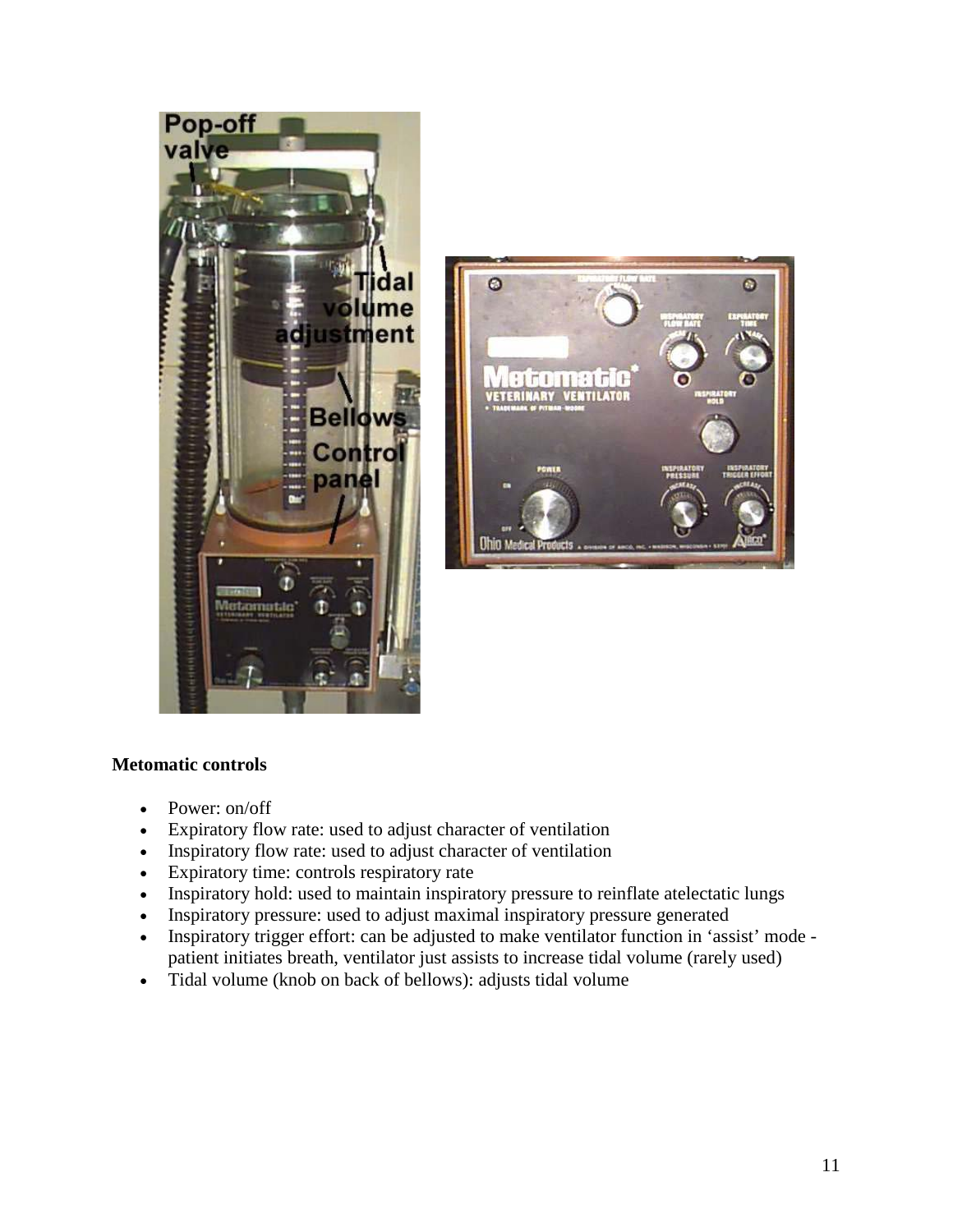**Metomatic controls**

- Power: on/off
- Expiratory flow rate: used to adjust character of ventilation
- Inspiratory flow rate: used to adjust character of ventilation
- Expiratory time: controls respiratory rate
- Inspiratory hold: used to maintain inspiratory pressure to reinflate atelectatic lungs
- Inspiratory pressure: used to adjust maximal inspiratory pressure generated
- Inspiratory trigger effort: can be adjusted to make ventilator function in 'assist' mode - patient initiates breath, ventilator just assists to increase tidal volume (rarely used)
- Tidal volume (knob on back of bellows): adjusts tidal volume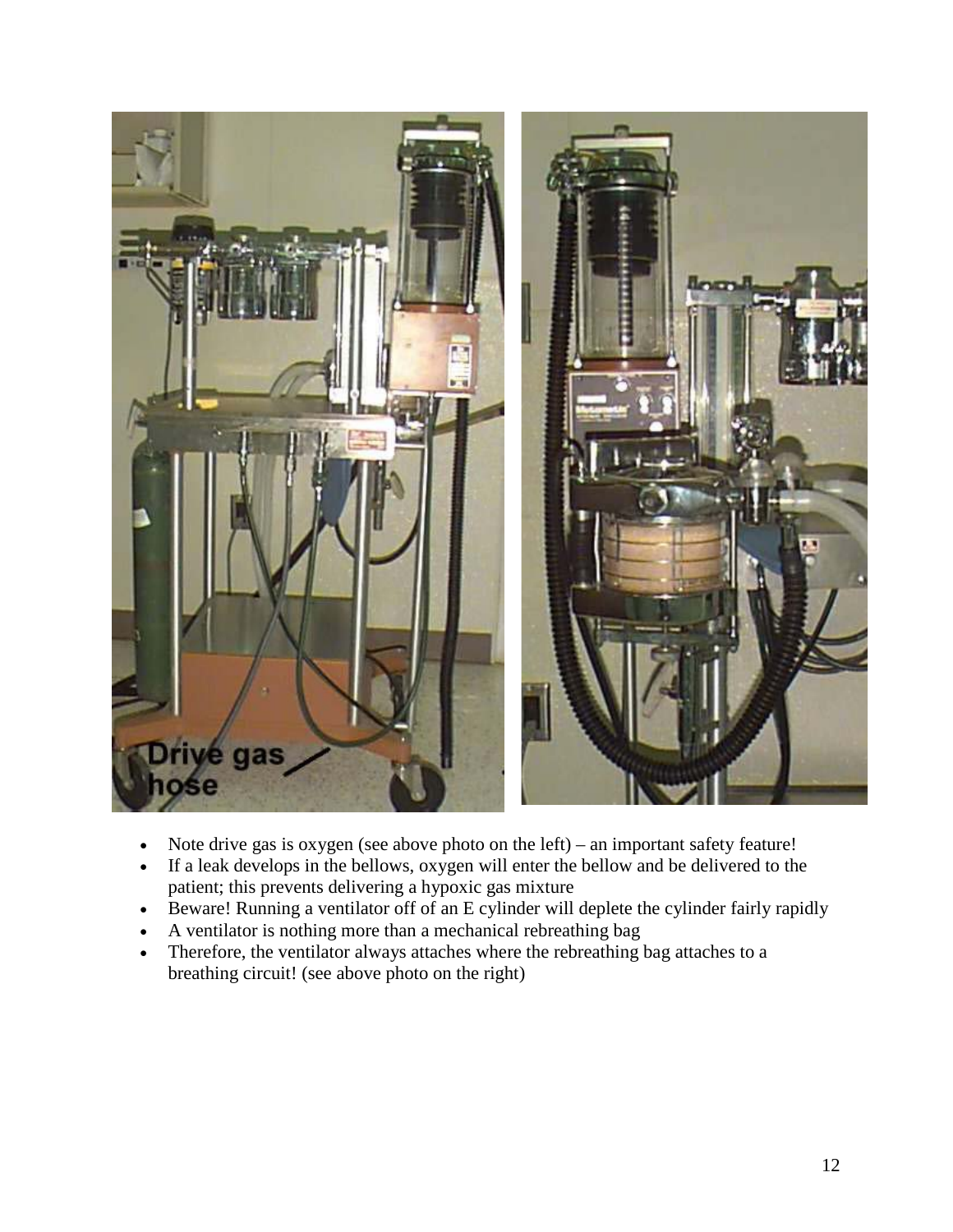- Note drive gas is oxygen (see above photo on the left) – an important safety feature!
- If a leak develops in the bellows, oxygen will enter the bellow and be delivered to the patient; this prevents delivering a hypoxic gas mixture
- Beware! Running a ventilator off of an E cylinder will deplete the cylinder fairly rapidly
- A ventilator is nothing more than a mechanical rebreathing bag
- Therefore, the ventilator always attaches where the rebreathing bag attaches to a breathing circuit! (see above photo on the right)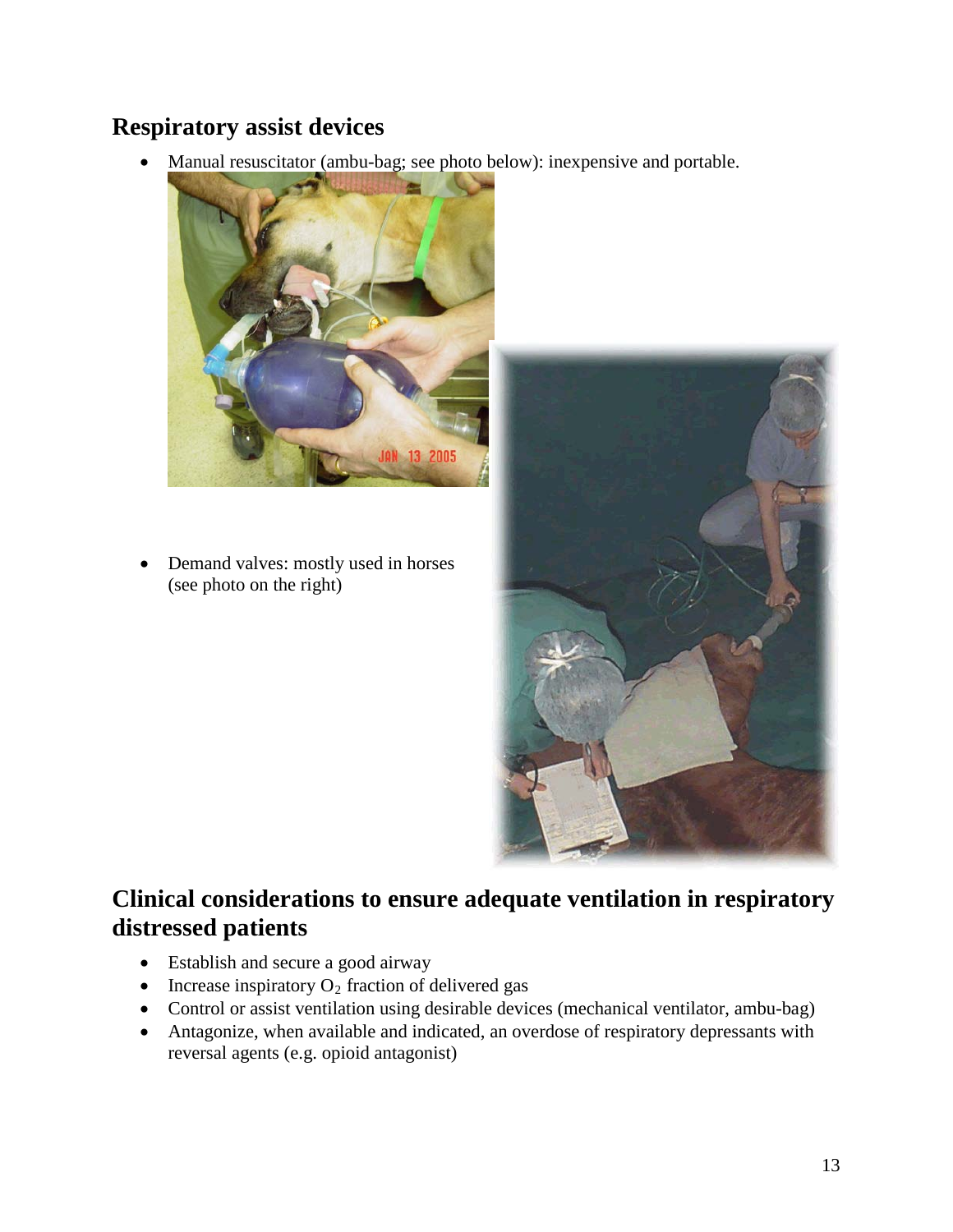## Respiratory assist devices

- Manual resuscitator (ambu-bag; see photo below): inexpensive and portable.

- Demand valves: mostly used in horses (see photo on the right)

## Clinical considerations to ensure adequate ventilation in respiratory distressed patients

- Establish and secure a good airway
- Increase inspiratory $O_2$ fraction of delivered gas
- Control or assist ventilation using desirable devices (mechanical ventilator, ambu-bag)
- Antagonize, when available and indicated, an overdose of respiratory depressants with reversal agents (e.g. opioid antagonist)